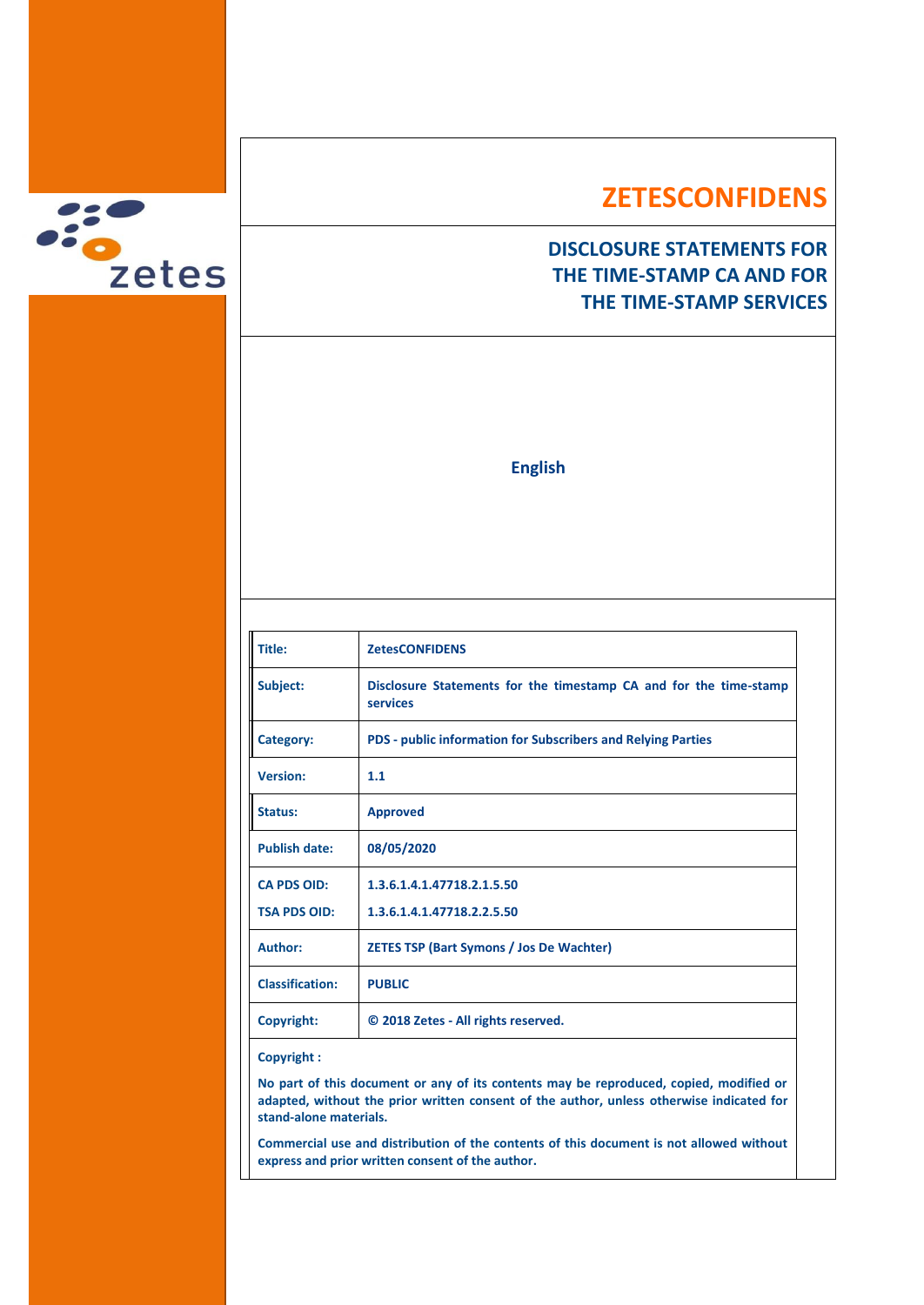# ZETESCONFIDENS

## DISCLOSURE STATEMENTS FOR THE TIME-STAMP CA AND FOR THE TIME-STAMP SERVICES

**English**

| | |
|---|---|
| **Title:** | **ZetesCONFIDENS** |
| **Subject:** | **Disclosure Statements for the timestamp CA and for the time-stamp services** |
| **Category:** | **PDS - public information for Subscribers and Relying Parties** |
| **Version:** | **1.1** |
| **Status:** | **Approved** |
| **Publish date:** | **08/05/2020** |
| **CA PDS OID:**<br>**TSA PDS OID:** | **1.3.6.1.4.1.47718.2.1.5.50**<br>**1.3.6.1.4.1.47718.2.2.5.50** |
| **Author:** | **ZETES TSP (Bart Symons / Jos De Wachter)** |
| **Classification:** | **PUBLIC** |
| **Copyright:** | **© 2018 Zetes - All rights reserved.** |

**Copyright :**

**No part of this document or any of its contents may be reproduced, copied, modified or adapted, without the prior written consent of the author, unless otherwise indicated for stand-alone materials.**

**Commercial use and distribution of the contents of this document is not allowed without express and prior written consent of the author.**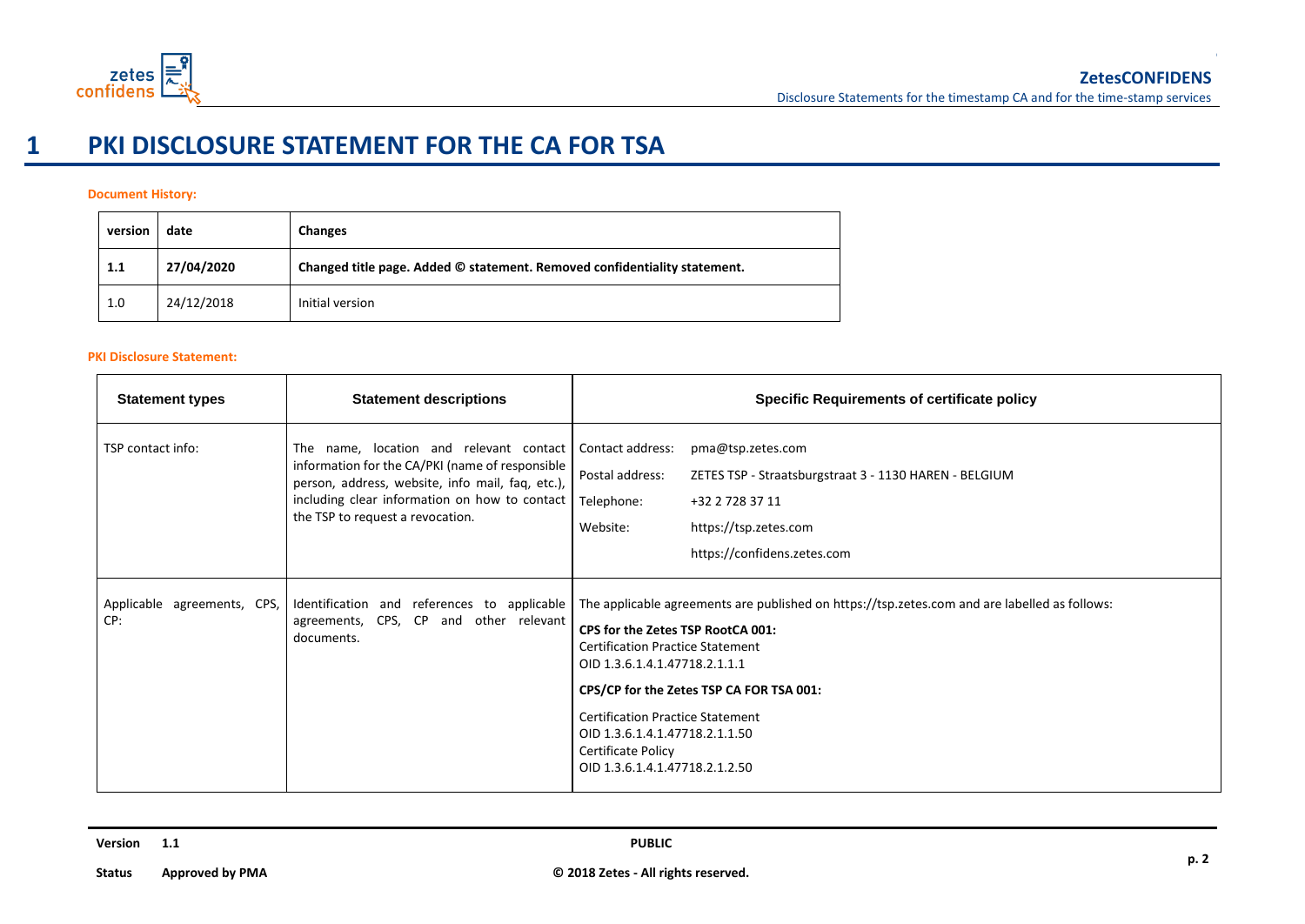# 1 PKI DISCLOSURE STATEMENT FOR THE CA FOR TSA

**Document History:**

| version | date | Changes |
|---|---|---|
| **1.1** | **27/04/2020** | **Changed title page. Added © statement. Removed confidentiality statement.** |
| 1.0 | 24/12/2018 | Initial version |

**PKI Disclosure Statement:**

| Statement types | Statement descriptions | Specific Requirements of certificate policy |
|---|---|---|
| TSP contact info: | The name, location and relevant contact information for the CA/PKI (name of responsible person, address, website, info mail, faq, etc.), including clear information on how to contact the TSP to request a revocation. | Contact address: pma@tsp.zetes.com<br>Postal address: ZETES TSP - Straatsburgstraat 3 - 1130 HAREN - BELGIUM<br>Telephone: +32 2 728 37 11<br>Website: https://tsp.zetes.com<br>https://confidens.zetes.com |
| Applicable agreements, CPS, CP: | Identification and references to applicable agreements, CPS, CP and other relevant documents. | The applicable agreements are published on https://tsp.zetes.com and are labelled as follows:<br>**CPS for the Zetes TSP RootCA 001:**<br>Certification Practice Statement<br>OID 1.3.6.1.4.1.47718.2.1.1.1<br>**CPS/CP for the Zetes TSP CA FOR TSA 001:**<br>Certification Practice Statement<br>OID 1.3.6.1.4.1.47718.2.1.1.50<br>Certificate Policy<br>OID 1.3.6.1.4.1.47718.2.1.2.50 |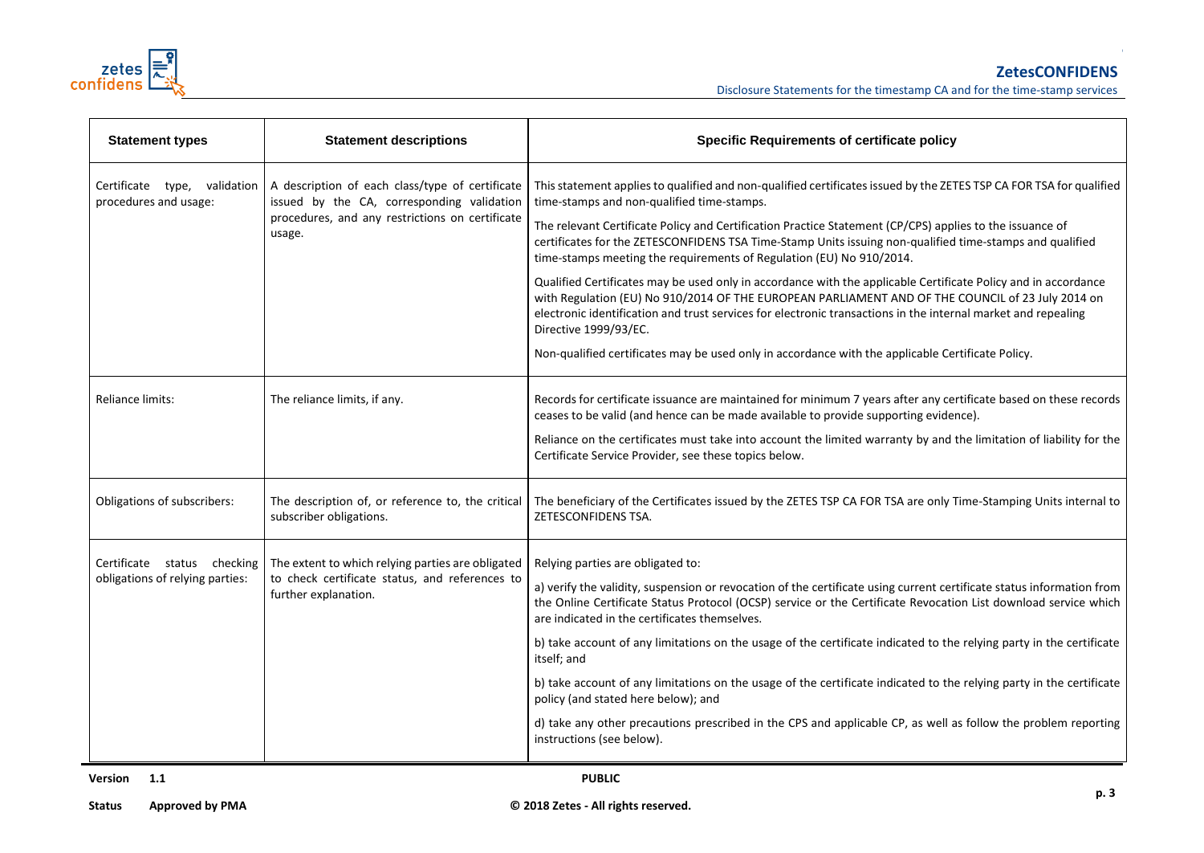| Statement types | Statement descriptions | Specific Requirements of certificate policy |
|---|---|---|
| Certificate type, validation procedures and usage: | A description of each class/type of certificate issued by the CA, corresponding validation procedures, and any restrictions on certificate usage. | This statement applies to qualified and non-qualified certificates issued by the ZETES TSP CA FOR TSA for qualified time-stamps and non-qualified time-stamps.<br><br>The relevant Certificate Policy and Certification Practice Statement (CP/CPS) applies to the issuance of certificates for the ZETESCONFIDENS TSA Time-Stamp Units issuing non-qualified time-stamps and qualified time-stamps meeting the requirements of Regulation (EU) No 910/2014.<br><br>Qualified Certificates may be used only in accordance with the applicable Certificate Policy and in accordance with Regulation (EU) No 910/2014 OF THE EUROPEAN PARLIAMENT AND OF THE COUNCIL of 23 July 2014 on electronic identification and trust services for electronic transactions in the internal market and repealing Directive 1999/93/EC.<br><br>Non-qualified certificates may be used only in accordance with the applicable Certificate Policy. |
| Reliance limits: | The reliance limits, if any. | Records for certificate issuance are maintained for minimum 7 years after any certificate based on these records ceases to be valid (and hence can be made available to provide supporting evidence).<br><br>Reliance on the certificates must take into account the limited warranty by and the limitation of liability for the Certificate Service Provider, see these topics below. |
| Obligations of subscribers: | The description of, or reference to, the critical subscriber obligations. | The beneficiary of the Certificates issued by the ZETES TSP CA FOR TSA are only Time-Stamping Units internal to ZETESCONFIDENS TSA. |
| Certificate status checking obligations of relying parties: | The extent to which relying parties are obligated to check certificate status, and references to further explanation. | Relying parties are obligated to:<br><br>a) verify the validity, suspension or revocation of the certificate using current certificate status information from the Online Certificate Status Protocol (OCSP) service or the Certificate Revocation List download service which are indicated in the certificates themselves.<br><br>b) take account of any limitations on the usage of the certificate indicated to the relying party in the certificate itself; and<br><br>b) take account of any limitations on the usage of the certificate indicated to the relying party in the certificate policy (and stated here below); and<br><br>d) take any other precautions prescribed in the CPS and applicable CP, as well as follow the problem reporting instructions (see below). |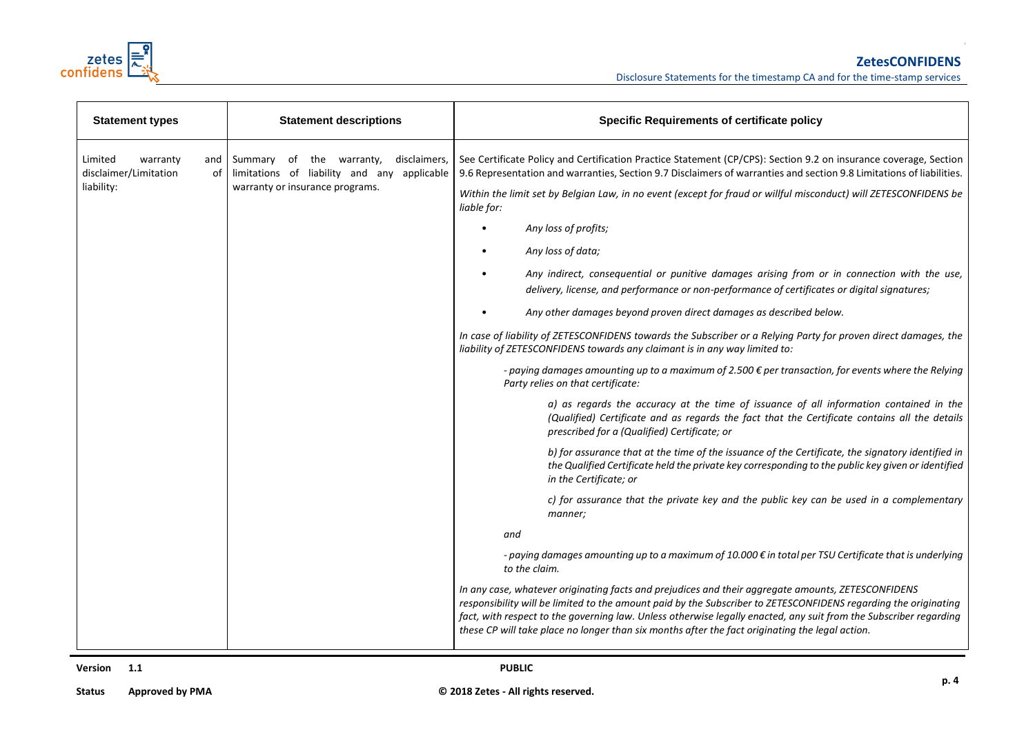| Statement types | Statement descriptions | Specific Requirements of certificate policy |
|---|---|---|
| Limited warranty and disclaimer/Limitation of liability: | Summary of the warranty, disclaimers, limitations of liability and any applicable warranty or insurance programs. | See Certificate Policy and Certification Practice Statement (CP/CPS): Section 9.2 on insurance coverage, Section 9.6 Representation and warranties, Section 9.7 Disclaimers of warranties and section 9.8 Limitations of liabilities.<br><br>*Within the limit set by Belgian Law, in no event (except for fraud or willful misconduct) will ZETESCONFIDENS be liable for:*<br><br>• *Any loss of profits;*<br>• *Any loss of data;*<br>• *Any indirect, consequential or punitive damages arising from or in connection with the use, delivery, license, and performance or non-performance of certificates or digital signatures;*<br>• *Any other damages beyond proven direct damages as described below.*<br><br>*In case of liability of ZETESCONFIDENS towards the Subscriber or a Relying Party for proven direct damages, the liability of ZETESCONFIDENS towards any claimant is in any way limited to:*<br><br>*- paying damages amounting up to a maximum of 2.500 € per transaction, for events where the Relying Party relies on that certificate:*<br><br>*a) as regards the accuracy at the time of issuance of all information contained in the (Qualified) Certificate and as regards the fact that the Certificate contains all the details prescribed for a (Qualified) Certificate; or*<br><br>*b) for assurance that at the time of the issuance of the Certificate, the signatory identified in the Qualified Certificate held the private key corresponding to the public key given or identified in the Certificate; or*<br><br>*c) for assurance that the private key and the public key can be used in a complementary manner;*<br><br>*and*<br><br>*- paying damages amounting up to a maximum of 10.000 € in total per TSU Certificate that is underlying to the claim.*<br><br>*In any case, whatever originating facts and prejudices and their aggregate amounts, ZETESCONFIDENS responsibility will be limited to the amount paid by the Subscriber to ZETESCONFIDENS regarding the originating fact, with respect to the governing law. Unless otherwise legally enacted, any suit from the Subscriber regarding these CP will take place no longer than six months after the fact originating the legal action.* |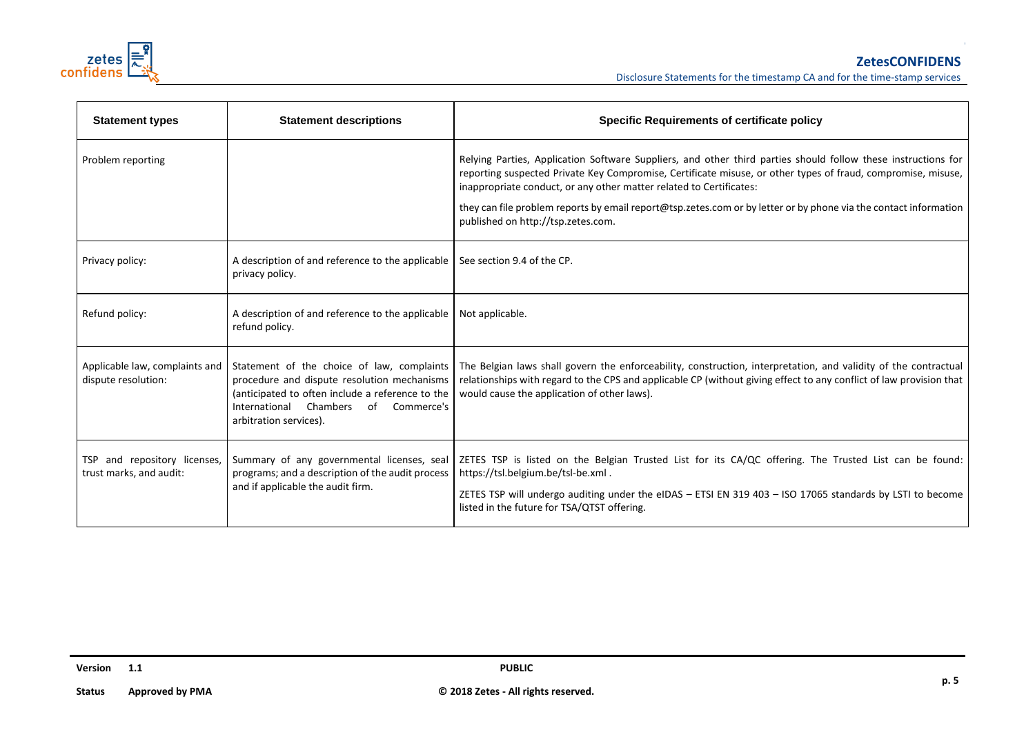| Statement types | Statement descriptions | Specific Requirements of certificate policy |
|---|---|---|
| Problem reporting | | Relying Parties, Application Software Suppliers, and other third parties should follow these instructions for reporting suspected Private Key Compromise, Certificate misuse, or other types of fraud, compromise, misuse, inappropriate conduct, or any other matter related to Certificates:<br><br>they can file problem reports by email report@tsp.zetes.com or by letter or by phone via the contact information published on http://tsp.zetes.com. |
| Privacy policy: | A description of and reference to the applicable privacy policy. | See section 9.4 of the CP. |
| Refund policy: | A description of and reference to the applicable refund policy. | Not applicable. |
| Applicable law, complaints and dispute resolution: | Statement of the choice of law, complaints procedure and dispute resolution mechanisms (anticipated to often include a reference to the International Chambers of Commerce's arbitration services). | The Belgian laws shall govern the enforceability, construction, interpretation, and validity of the contractual relationships with regard to the CPS and applicable CP (without giving effect to any conflict of law provision that would cause the application of other laws). |
| TSP and repository licenses, trust marks, and audit: | Summary of any governmental licenses, seal programs; and a description of the audit process and if applicable the audit firm. | ZETES TSP is listed on the Belgian Trusted List for its CA/QC offering. The Trusted List can be found: https://tsl.belgium.be/tsl-be.xml .<br><br>ZETES TSP will undergo auditing under the eIDAS – ETSI EN 319 403 – ISO 17065 standards by LSTI to become listed in the future for TSA/QTST offering. |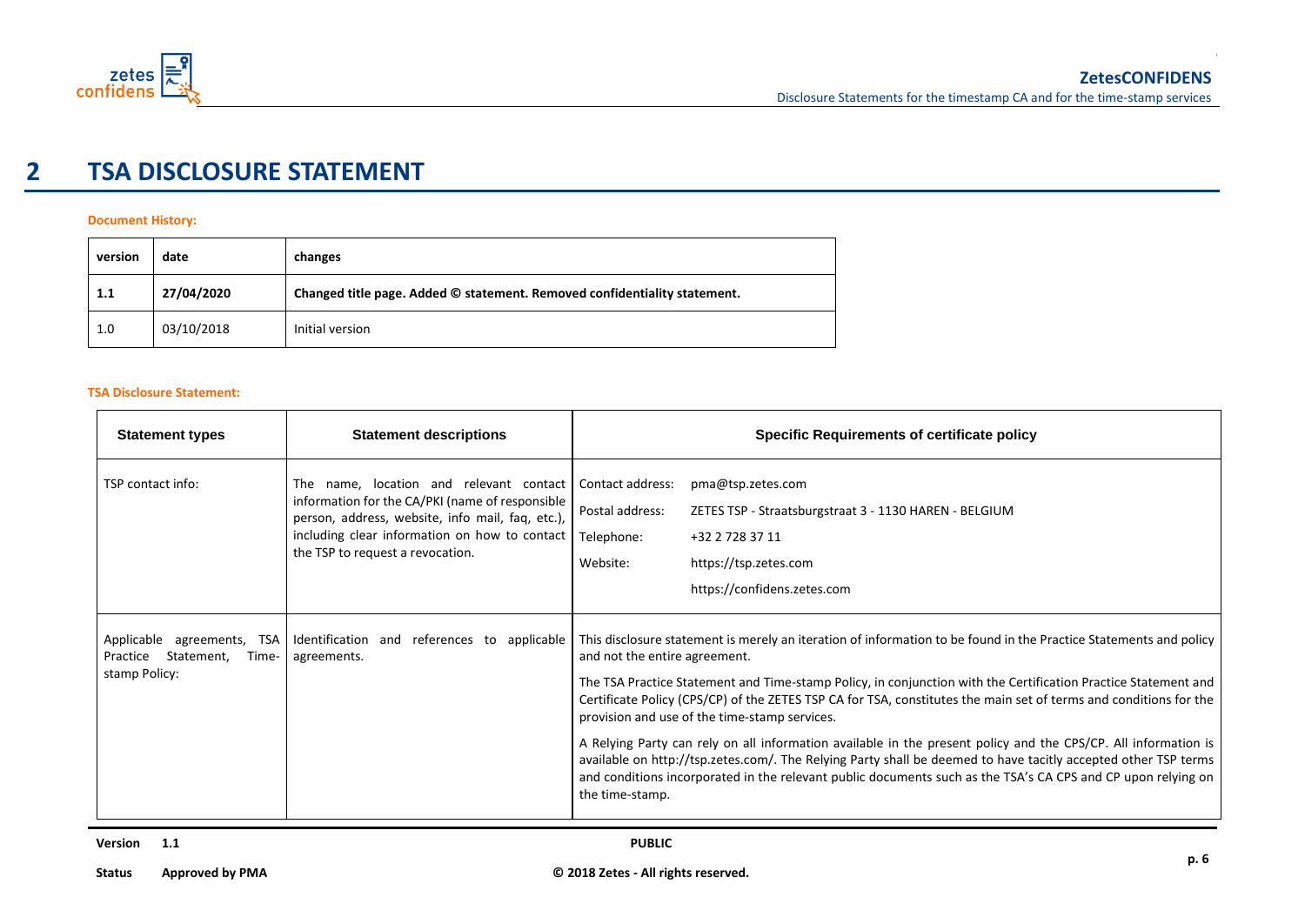# 2 TSA DISCLOSURE STATEMENT

**Document History:**

| version | date | changes |
|---|---|---|
| **1.1** | **27/04/2020** | **Changed title page. Added © statement. Removed confidentiality statement.** |
| 1.0 | 03/10/2018 | Initial version |

**TSA Disclosure Statement:**

| Statement types | Statement descriptions | Specific Requirements of certificate policy |
|---|---|---|
| TSP contact info: | The name, location and relevant contact information for the CA/PKI (name of responsible person, address, website, info mail, faq, etc.), including clear information on how to contact the TSP to request a revocation. | Contact address: pma@tsp.zetes.com<br>Postal address: ZETES TSP - Straatsburgstraat 3 - 1130 HAREN - BELGIUM<br>Telephone: +32 2 728 37 11<br>Website: https://tsp.zetes.com<br>https://confidens.zetes.com |
| Applicable agreements, TSA Practice Statement, Time-stamp Policy: | Identification and references to applicable agreements. | This disclosure statement is merely an iteration of information to be found in the Practice Statements and policy and not the entire agreement.<br><br>The TSA Practice Statement and Time-stamp Policy, in conjunction with the Certification Practice Statement and Certificate Policy (CPS/CP) of the ZETES TSP CA for TSA, constitutes the main set of terms and conditions for the provision and use of the time-stamp services.<br><br>A Relying Party can rely on all information available in the present policy and the CPS/CP. All information is available on http://tsp.zetes.com/. The Relying Party shall be deemed to have tacitly accepted other TSP terms and conditions incorporated in the relevant public documents such as the TSA's CA CPS and CP upon relying on the time-stamp. |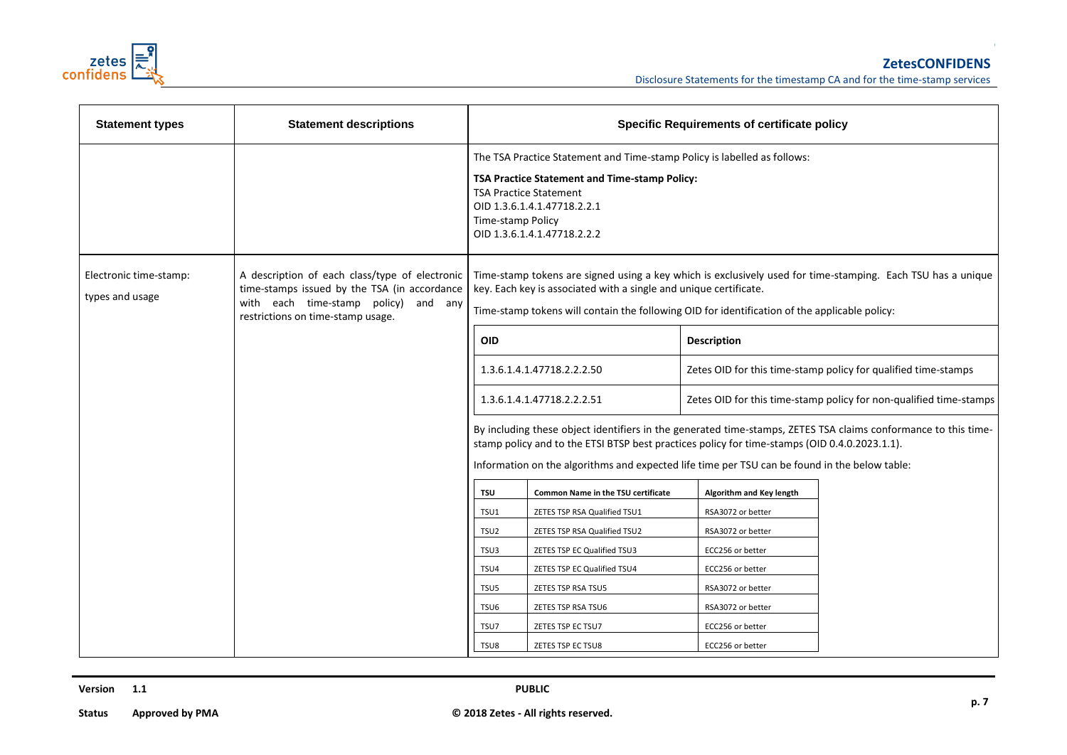| Statement types | Statement descriptions | Specific Requirements of certificate policy |
|---|---|---|
| | | The TSA Practice Statement and Time-stamp Policy is labelled as follows:<br><br>**TSA Practice Statement and Time-stamp Policy:**<br>TSA Practice Statement<br>OID 1.3.6.1.4.1.47718.2.2.1<br>Time-stamp Policy<br>OID 1.3.6.1.4.1.47718.2.2.2 |
| Electronic time-stamp: types and usage | A description of each class/type of electronic time-stamps issued by the TSA (in accordance with each time-stamp policy) and any restrictions on time-stamp usage. | Time-stamp tokens are signed using a key which is exclusively used for time-stamping. Each TSU has a unique key. Each key is associated with a single and unique certificate.<br><br>Time-stamp tokens will contain the following OID for identification of the applicable policy:<br><br>**OID** — **Description**<br>1.3.6.1.4.1.47718.2.2.2.50 — Zetes OID for this time-stamp policy for qualified time-stamps<br>1.3.6.1.4.1.47718.2.2.2.51 — Zetes OID for this time-stamp policy for non-qualified time-stamps<br><br>By including these object identifiers in the generated time-stamps, ZETES TSA claims conformance to this time-stamp policy and to the ETSI BTSP best practices policy for time-stamps (OID 0.4.0.2023.1.1).<br><br>Information on the algorithms and expected life time per TSU can be found in the below table: |

| TSU | Common Name in the TSU certificate | Algorithm and Key length |
|---|---|---|
| TSU1 | ZETES TSP RSA Qualified TSU1 | RSA3072 or better |
| TSU2 | ZETES TSP RSA Qualified TSU2 | RSA3072 or better |
| TSU3 | ZETES TSP EC Qualified TSU3 | ECC256 or better |
| TSU4 | ZETES TSP EC Qualified TSU4 | ECC256 or better |
| TSU5 | ZETES TSP RSA TSU5 | RSA3072 or better |
| TSU6 | ZETES TSP RSA TSU6 | RSA3072 or better |
| TSU7 | ZETES TSP EC TSU7 | ECC256 or better |
| TSU8 | ZETES TSP EC TSU8 | ECC256 or better |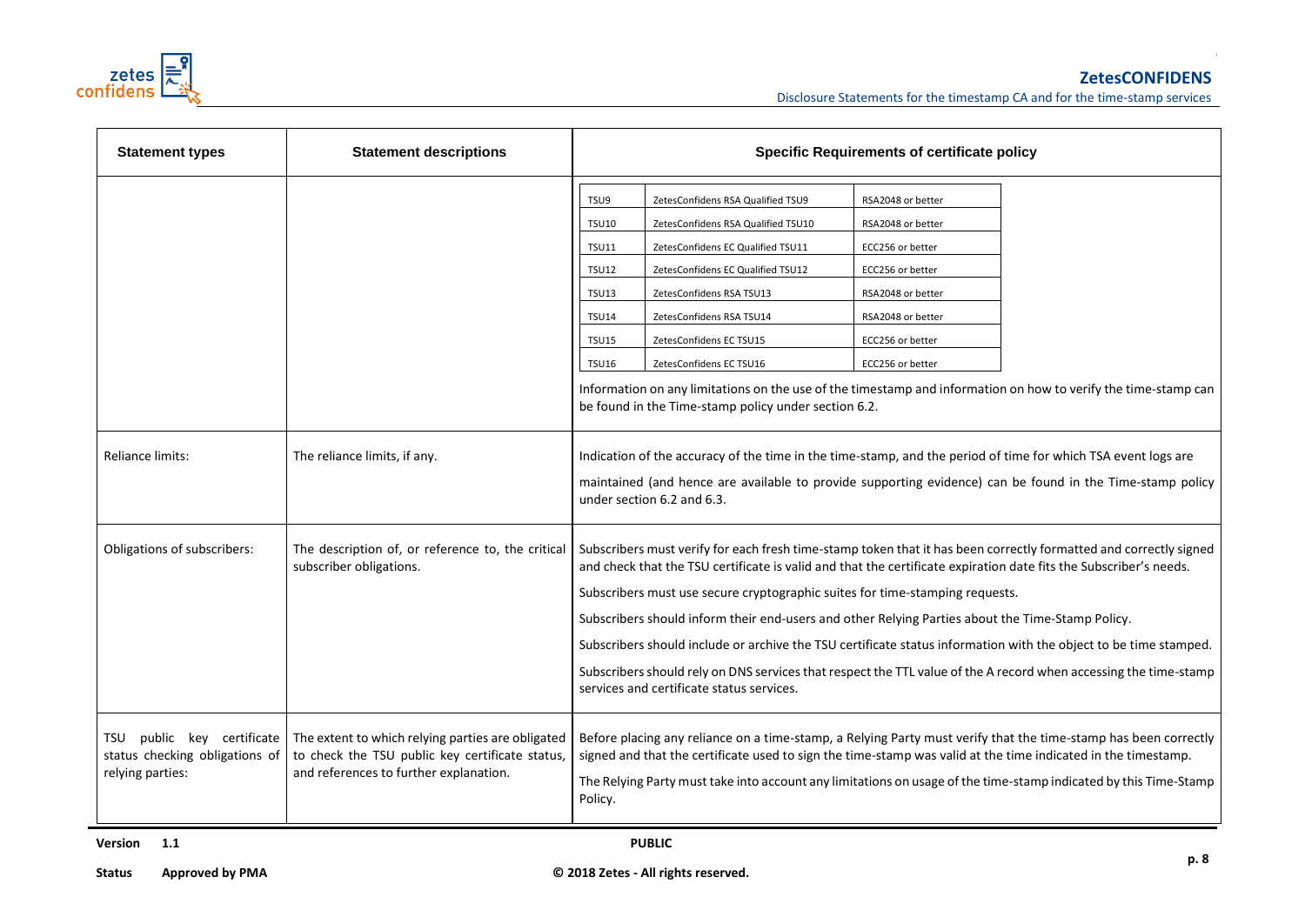| Statement types | Statement descriptions | Specific Requirements of certificate policy |
|---|---|---|
| | | TSU9 — ZetesConfidens RSA Qualified TSU9 — RSA2048 or better<br>TSU10 — ZetesConfidens RSA Qualified TSU10 — RSA2048 or better<br>TSU11 — ZetesConfidens EC Qualified TSU11 — ECC256 or better<br>TSU12 — ZetesConfidens EC Qualified TSU12 — ECC256 or better<br>TSU13 — ZetesConfidens RSA TSU13 — RSA2048 or better<br>TSU14 — ZetesConfidens RSA TSU14 — RSA2048 or better<br>TSU15 — ZetesConfidens EC TSU15 — ECC256 or better<br>TSU16 — ZetesConfidens EC TSU16 — ECC256 or better<br><br>Information on any limitations on the use of the timestamp and information on how to verify the time-stamp can be found in the Time-stamp policy under section 6.2. |
| Reliance limits: | The reliance limits, if any. | Indication of the accuracy of the time in the time-stamp, and the period of time for which TSA event logs are maintained (and hence are available to provide supporting evidence) can be found in the Time-stamp policy under section 6.2 and 6.3. |
| Obligations of subscribers: | The description of, or reference to, the critical subscriber obligations. | Subscribers must verify for each fresh time-stamp token that it has been correctly formatted and correctly signed and check that the TSU certificate is valid and that the certificate expiration date fits the Subscriber's needs.<br><br>Subscribers must use secure cryptographic suites for time-stamping requests.<br><br>Subscribers should inform their end-users and other Relying Parties about the Time-Stamp Policy.<br><br>Subscribers should include or archive the TSU certificate status information with the object to be time stamped.<br><br>Subscribers should rely on DNS services that respect the TTL value of the A record when accessing the time-stamp services and certificate status services. |
| TSU public key certificate status checking obligations of relying parties: | The extent to which relying parties are obligated to check the TSU public key certificate status, and references to further explanation. | Before placing any reliance on a time-stamp, a Relying Party must verify that the time-stamp has been correctly signed and that the certificate used to sign the time-stamp was valid at the time indicated in the timestamp.<br><br>The Relying Party must take into account any limitations on usage of the time-stamp indicated by this Time-Stamp Policy. |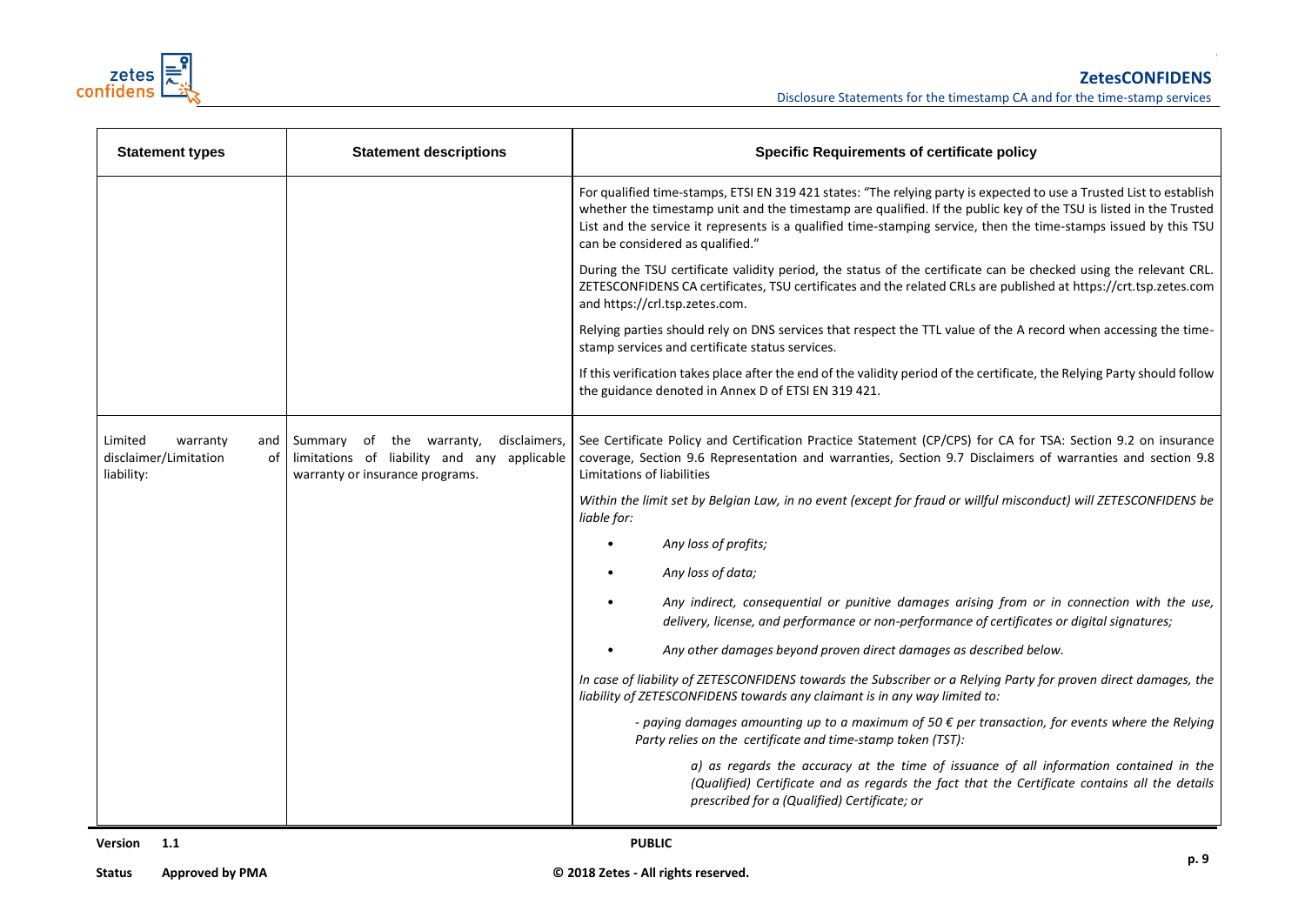| Statement types | Statement descriptions | Specific Requirements of certificate policy |
|---|---|---|
| | | For qualified time-stamps, ETSI EN 319 421 states: "The relying party is expected to use a Trusted List to establish whether the timestamp unit and the timestamp are qualified. If the public key of the TSU is listed in the Trusted List and the service it represents is a qualified time-stamping service, then the time-stamps issued by this TSU can be considered as qualified."<br><br>During the TSU certificate validity period, the status of the certificate can be checked using the relevant CRL. ZETESCONFIDENS CA certificates, TSU certificates and the related CRLs are published at https://crt.tsp.zetes.com and https://crl.tsp.zetes.com.<br><br>Relying parties should rely on DNS services that respect the TTL value of the A record when accessing the time-stamp services and certificate status services.<br><br>If this verification takes place after the end of the validity period of the certificate, the Relying Party should follow the guidance denoted in Annex D of ETSI EN 319 421. |
| Limited warranty and disclaimer/Limitation of liability: | Summary of the warranty, disclaimers, limitations of liability and any applicable warranty or insurance programs. | See Certificate Policy and Certification Practice Statement (CP/CPS) for CA for TSA: Section 9.2 on insurance coverage, Section 9.6 Representation and warranties, Section 9.7 Disclaimers of warranties and section 9.8 Limitations of liabilities<br><br>*Within the limit set by Belgian Law, in no event (except for fraud or willful misconduct) will ZETESCONFIDENS be liable for:*<br><br>• *Any loss of profits;*<br>• *Any loss of data;*<br>• *Any indirect, consequential or punitive damages arising from or in connection with the use, delivery, license, and performance or non-performance of certificates or digital signatures;*<br>• *Any other damages beyond proven direct damages as described below.*<br><br>*In case of liability of ZETESCONFIDENS towards the Subscriber or a Relying Party for proven direct damages, the liability of ZETESCONFIDENS towards any claimant is in any way limited to:*<br><br>*- paying damages amounting up to a maximum of 50 € per transaction, for events where the Relying Party relies on the certificate and time-stamp token (TST):*<br><br>*a) as regards the accuracy at the time of issuance of all information contained in the (Qualified) Certificate and as regards the fact that the Certificate contains all the details prescribed for a (Qualified) Certificate; or* |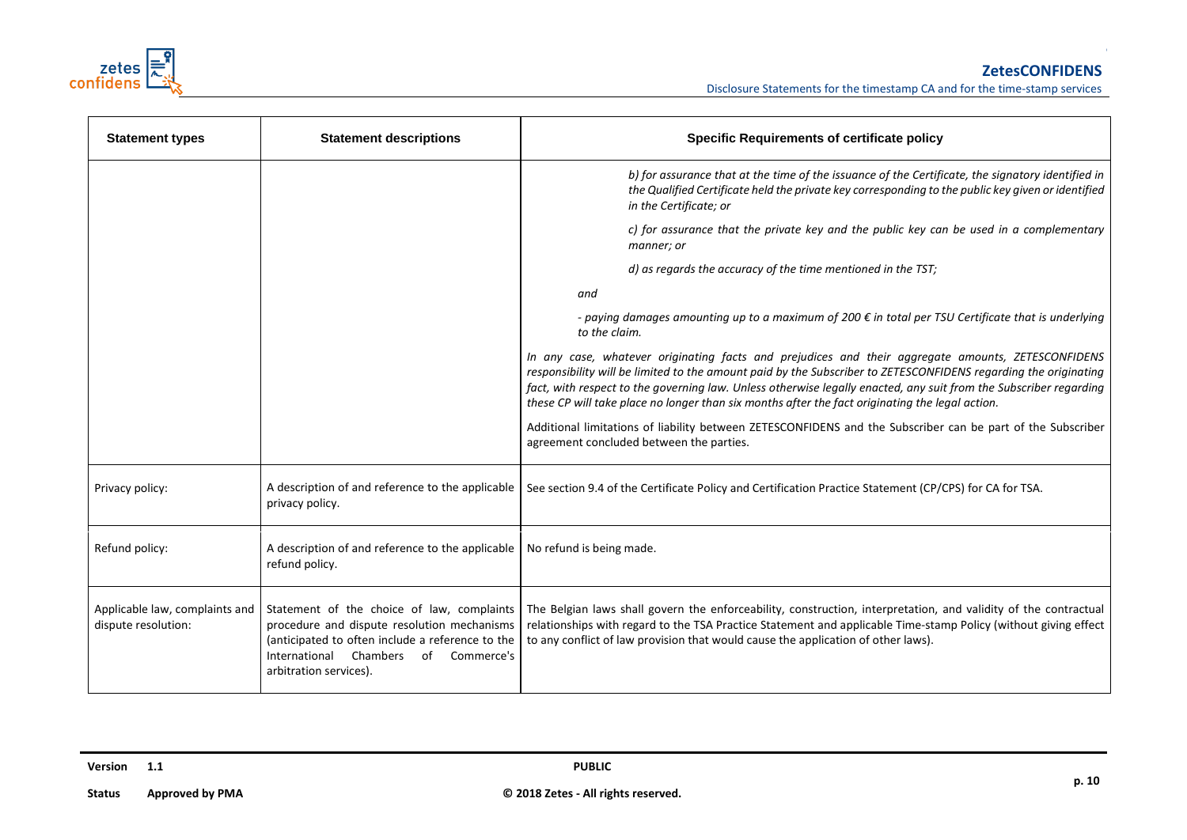| Statement types | Statement descriptions | Specific Requirements of certificate policy |
|---|---|---|
| | | *b) for assurance that at the time of the issuance of the Certificate, the signatory identified in the Qualified Certificate held the private key corresponding to the public key given or identified in the Certificate; or*<br><br>*c) for assurance that the private key and the public key can be used in a complementary manner; or*<br><br>*d) as regards the accuracy of the time mentioned in the TST;*<br><br>*and*<br><br>*- paying damages amounting up to a maximum of 200 € in total per TSU Certificate that is underlying to the claim.*<br><br>*In any case, whatever originating facts and prejudices and their aggregate amounts, ZETESCONFIDENS responsibility will be limited to the amount paid by the Subscriber to ZETESCONFIDENS regarding the originating fact, with respect to the governing law. Unless otherwise legally enacted, any suit from the Subscriber regarding these CP will take place no longer than six months after the fact originating the legal action.*<br><br>Additional limitations of liability between ZETESCONFIDENS and the Subscriber can be part of the Subscriber agreement concluded between the parties. |
| Privacy policy: | A description of and reference to the applicable privacy policy. | See section 9.4 of the Certificate Policy and Certification Practice Statement (CP/CPS) for CA for TSA. |
| Refund policy: | A description of and reference to the applicable refund policy. | No refund is being made. |
| Applicable law, complaints and dispute resolution: | Statement of the choice of law, complaints procedure and dispute resolution mechanisms (anticipated to often include a reference to the International Chambers of Commerce's arbitration services). | The Belgian laws shall govern the enforceability, construction, interpretation, and validity of the contractual relationships with regard to the TSA Practice Statement and applicable Time-stamp Policy (without giving effect to any conflict of law provision that would cause the application of other laws). |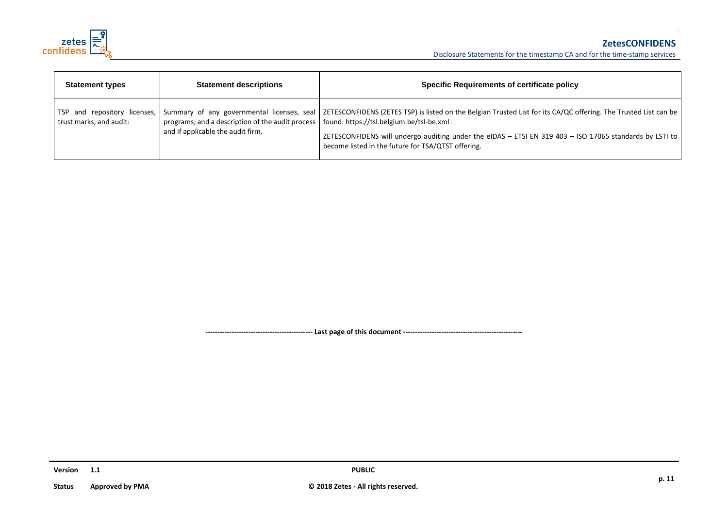| Statement types | Statement descriptions | Specific Requirements of certificate policy |
|---|---|---|
| TSP and repository licenses, trust marks, and audit: | Summary of any governmental licenses, seal programs; and a description of the audit process and if applicable the audit firm. | ZETESCONFIDENS (ZETES TSP) is listed on the Belgian Trusted List for its CA/QC offering. The Trusted List can be found: https://tsl.belgium.be/tsl-be.xml .<br><br>ZETESCONFIDENS will undergo auditing under the eIDAS – ETSI EN 319 403 – ISO 17065 standards by LSTI to become listed in the future for TSA/QTST offering. |

**-------------------------------------------- Last page of this document -------------------------------------------------**